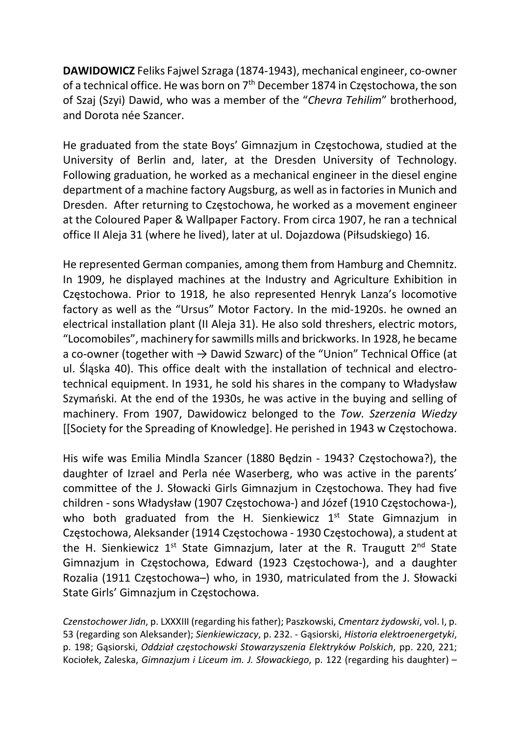**DAWIDOWICZ** Feliks Fajwel Szraga (1874-1943), mechanical engineer, co-owner of a technical office. He was born on 7th December 1874 in Częstochowa, the son of Szaj (Szyi) Dawid, who was a member of the "*Chevra Tehilim*" brotherhood, and Dorota née Szancer.

He graduated from the state Boys' Gimnazjum in Częstochowa, studied at the University of Berlin and, later, at the Dresden University of Technology. Following graduation, he worked as a mechanical engineer in the diesel engine department of a machine factory Augsburg, as well as in factories in Munich and Dresden. After returning to Częstochowa, he worked as a movement engineer at the Coloured Paper & Wallpaper Factory. From circa 1907, he ran a technical office II Aleja 31 (where he lived), later at ul. Dojazdowa (Piłsudskiego) 16.

He represented German companies, among them from Hamburg and Chemnitz. In 1909, he displayed machines at the Industry and Agriculture Exhibition in Częstochowa. Prior to 1918, he also represented Henryk Lanza's locomotive factory as well as the "Ursus" Motor Factory. In the mid-1920s. he owned an electrical installation plant (II Aleja 31). He also sold threshers, electric motors, "Locomobiles", machinery for sawmills mills and brickworks. In 1928, he became a co-owner (together with → Dawid Szwarc) of the "Union" Technical Office (at ul. Śląska 40). This office dealt with the installation of technical and electro-technical equipment. In 1931, he sold his shares in the company to Władysław Szymański. At the end of the 1930s, he was active in the buying and selling of machinery. From 1907, Dawidowicz belonged to the *Tow. Szerzenia Wiedzy* [[Society for the Spreading of Knowledge]. He perished in 1943 w Częstochowa.

His wife was Emilia Mindla Szancer (1880 Będzin - 1943? Częstochowa?), the daughter of Izrael and Perla née Waserberg, who was active in the parents' committee of the J. Słowacki Girls Gimnazjum in Częstochowa. They had five children - sons Władysław (1907 Częstochowa-) and Józef (1910 Częstochowa-), who both graduated from the H. Sienkiewicz 1st State Gimnazjum in Częstochowa, Aleksander (1914 Częstochowa - 1930 Częstochowa), a student at the H. Sienkiewicz 1st State Gimnazjum, later at the R. Traugutt 2nd State Gimnazjum in Częstochowa, Edward (1923 Częstochowa-), and a daughter Rozalia (1911 Częstochowa–) who, in 1930, matriculated from the J. Słowacki State Girls' Gimnazjum in Częstochowa.

*Czenstochower Jidn*, p. LXXXIII (regarding his father); Paszkowski, *Cmentarz żydowski*, vol. I, p. 53 (regarding son Aleksander); *Sienkiewiczacy*, p. 232. - Gąsiorski, *Historia elektroenergetyki*, p. 198; Gąsiorski, *Oddział częstochowski Stowarzyszenia Elektryków Polskich*, pp. 220, 221; Kociołek, Zaleska, *Gimnazjum i Liceum im. J. Słowackiego*, p. 122 (regarding his daughter) –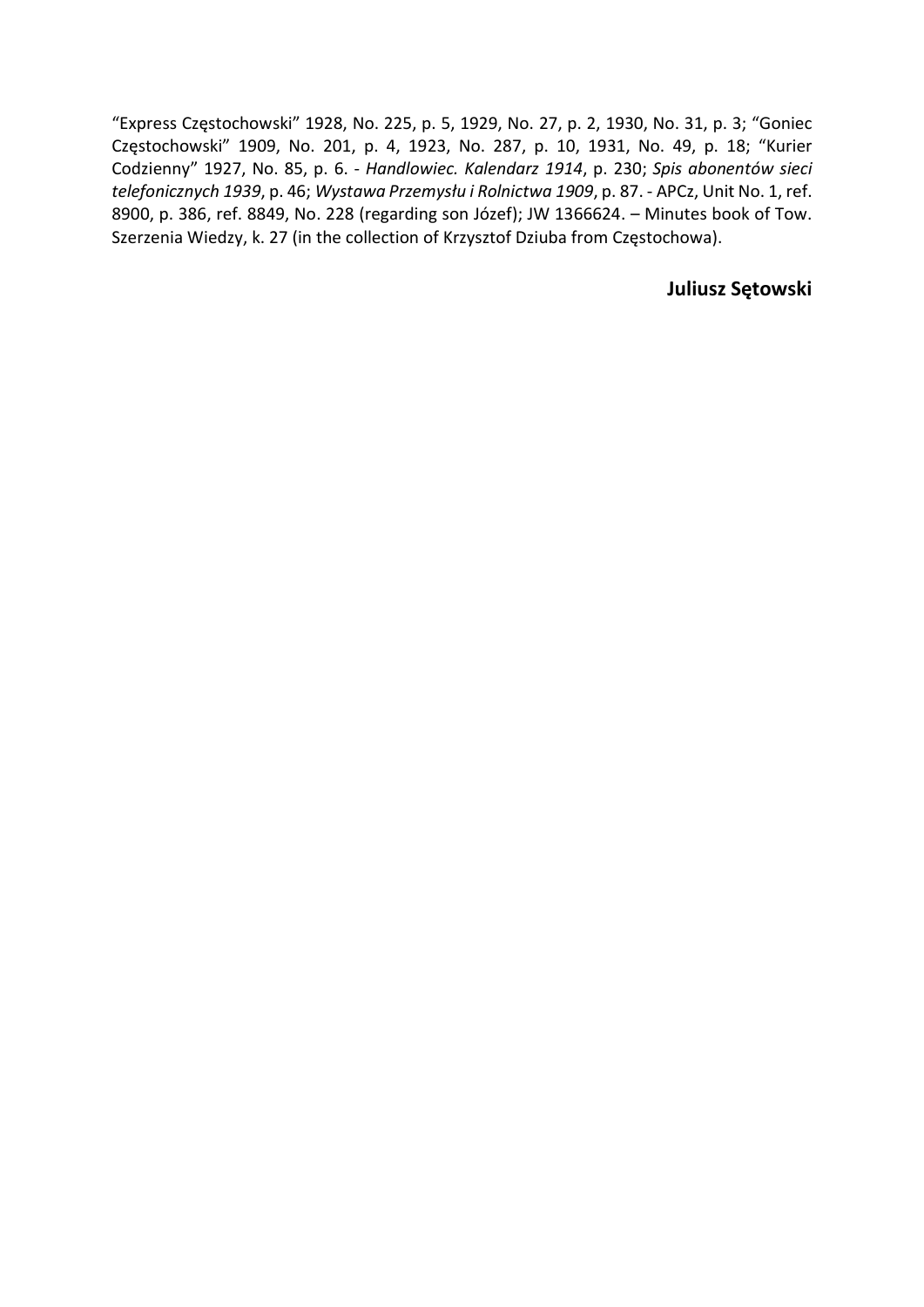“Express Częstochowski” 1928, No. 225, p. 5, 1929, No. 27, p. 2, 1930, No. 31, p. 3; “Goniec Częstochowski” 1909, No. 201, p. 4, 1923, No. 287, p. 10, 1931, No. 49, p. 18; “Kurier Codzienny” 1927, No. 85, p. 6. - *Handlowiec. Kalendarz 1914*, p. 230; *Spis abonentów sieci telefonicznych 1939*, p. 46; *Wystawa Przemysłu i Rolnictwa 1909*, p. 87. - APCz, Unit No. 1, ref. 8900, p. 386, ref. 8849, No. 228 (regarding son Józef); JW 1366624. – Minutes book of Tow. Szerzenia Wiedzy, k. 27 (in the collection of Krzysztof Dziuba from Częstochowa).

**Juliusz Sętowski**